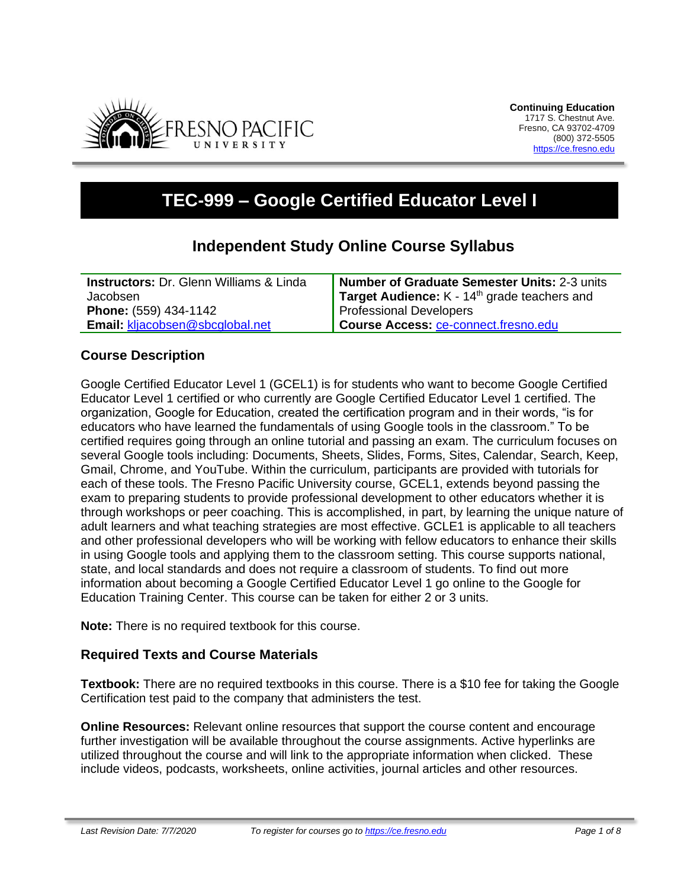**Continuing Education**
1717 S. Chestnut Ave.
Fresno, CA 93702-4709
(800) 372-5505
https://ce.fresno.edu

# TEC-999 – Google Certified Educator Level I

## Independent Study Online Course Syllabus

| **Instructors:** Dr. Glenn Williams & Linda Jacobsen<br>**Phone:** (559) 434-1142<br>**Email:** kljacobsen@sbcglobal.net | **Number of Graduate Semester Units:** 2-3 units<br>**Target Audience:** K - 14th grade teachers and Professional Developers<br>**Course Access:** ce-connect.fresno.edu |
|---|---|

### Course Description

Google Certified Educator Level 1 (GCEL1) is for students who want to become Google Certified Educator Level 1 certified or who currently are Google Certified Educator Level 1 certified. The organization, Google for Education, created the certification program and in their words, "is for educators who have learned the fundamentals of using Google tools in the classroom." To be certified requires going through an online tutorial and passing an exam. The curriculum focuses on several Google tools including: Documents, Sheets, Slides, Forms, Sites, Calendar, Search, Keep, Gmail, Chrome, and YouTube. Within the curriculum, participants are provided with tutorials for each of these tools. The Fresno Pacific University course, GCEL1, extends beyond passing the exam to preparing students to provide professional development to other educators whether it is through workshops or peer coaching. This is accomplished, in part, by learning the unique nature of adult learners and what teaching strategies are most effective. GCLE1 is applicable to all teachers and other professional developers who will be working with fellow educators to enhance their skills in using Google tools and applying them to the classroom setting. This course supports national, state, and local standards and does not require a classroom of students. To find out more information about becoming a Google Certified Educator Level 1 go online to the Google for Education Training Center. This course can be taken for either 2 or 3 units.

**Note:** There is no required textbook for this course.

### Required Texts and Course Materials

**Textbook:** There are no required textbooks in this course. There is a $10 fee for taking the Google Certification test paid to the company that administers the test.

**Online Resources:** Relevant online resources that support the course content and encourage further investigation will be available throughout the course assignments. Active hyperlinks are utilized throughout the course and will link to the appropriate information when clicked. These include videos, podcasts, worksheets, online activities, journal articles and other resources.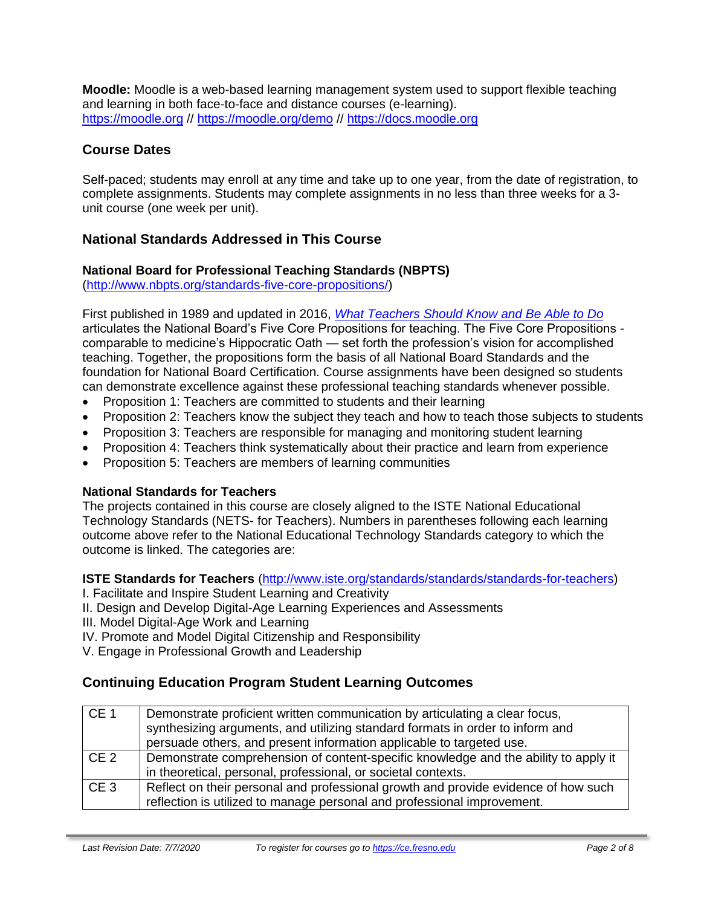**Moodle:** Moodle is a web-based learning management system used to support flexible teaching and learning in both face-to-face and distance courses (e-learning).
https://moodle.org // https://moodle.org/demo // https://docs.moodle.org

## Course Dates

Self-paced; students may enroll at any time and take up to one year, from the date of registration, to complete assignments. Students may complete assignments in no less than three weeks for a 3-unit course (one week per unit).

## National Standards Addressed in This Course

### National Board for Professional Teaching Standards (NBPTS)

(http://www.nbpts.org/standards-five-core-propositions/)

First published in 1989 and updated in 2016, *What Teachers Should Know and Be Able to Do* articulates the National Board's Five Core Propositions for teaching. The Five Core Propositions - comparable to medicine's Hippocratic Oath — set forth the profession's vision for accomplished teaching. Together, the propositions form the basis of all National Board Standards and the foundation for National Board Certification. Course assignments have been designed so students can demonstrate excellence against these professional teaching standards whenever possible.

- Proposition 1: Teachers are committed to students and their learning
- Proposition 2: Teachers know the subject they teach and how to teach those subjects to students
- Proposition 3: Teachers are responsible for managing and monitoring student learning
- Proposition 4: Teachers think systematically about their practice and learn from experience
- Proposition 5: Teachers are members of learning communities

### National Standards for Teachers

The projects contained in this course are closely aligned to the ISTE National Educational Technology Standards (NETS- for Teachers). Numbers in parentheses following each learning outcome above refer to the National Educational Technology Standards category to which the outcome is linked. The categories are:

**ISTE Standards for Teachers** (http://www.iste.org/standards/standards/standards-for-teachers)

I. Facilitate and Inspire Student Learning and Creativity
II. Design and Develop Digital-Age Learning Experiences and Assessments
III. Model Digital-Age Work and Learning
IV. Promote and Model Digital Citizenship and Responsibility
V. Engage in Professional Growth and Leadership

## Continuing Education Program Student Learning Outcomes

| | |
|---|---|
| CE 1 | Demonstrate proficient written communication by articulating a clear focus, synthesizing arguments, and utilizing standard formats in order to inform and persuade others, and present information applicable to targeted use. |
| CE 2 | Demonstrate comprehension of content-specific knowledge and the ability to apply it in theoretical, personal, professional, or societal contexts. |
| CE 3 | Reflect on their personal and professional growth and provide evidence of how such reflection is utilized to manage personal and professional improvement. |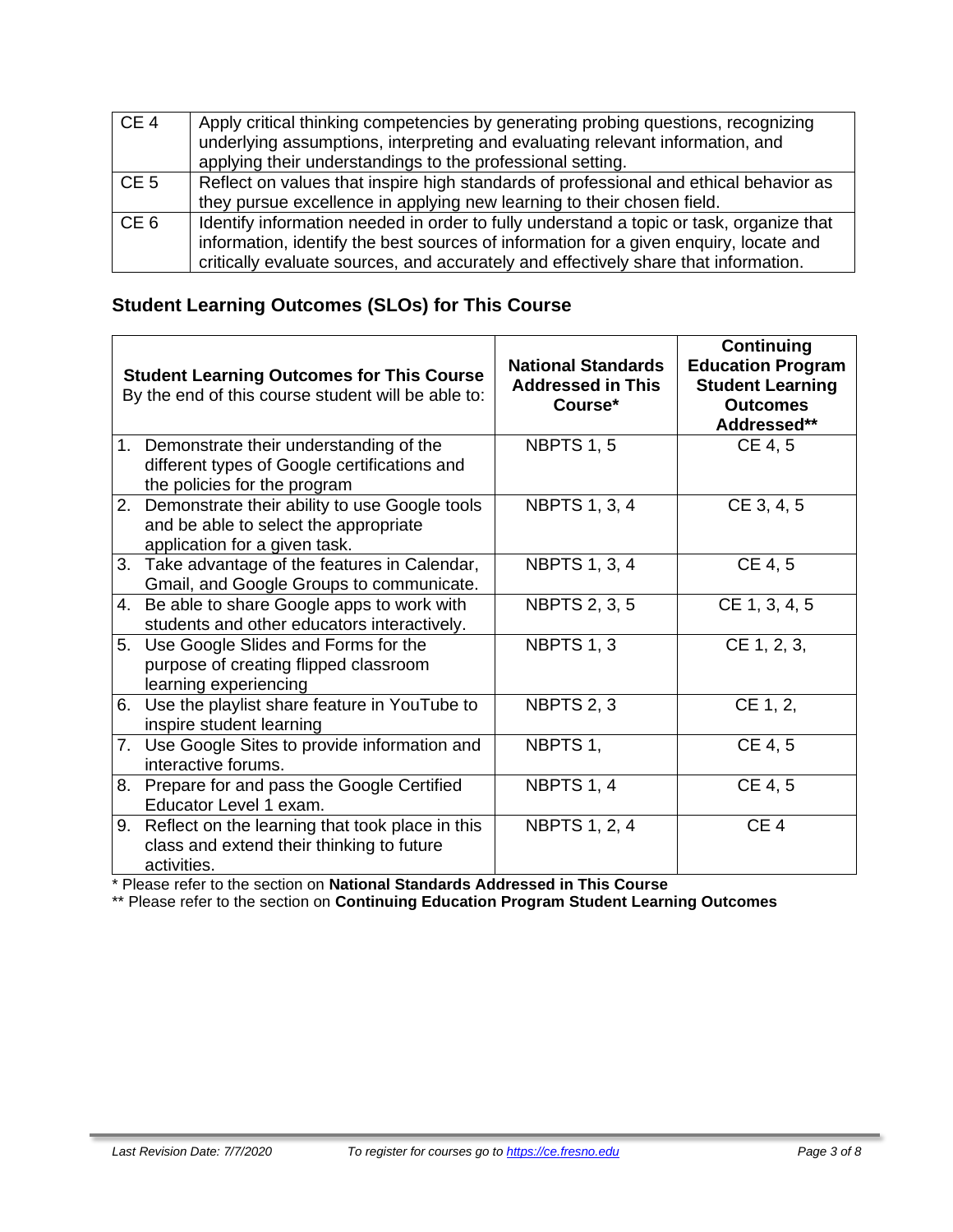| | |
|---|---|
| CE 4 | Apply critical thinking competencies by generating probing questions, recognizing underlying assumptions, interpreting and evaluating relevant information, and applying their understandings to the professional setting. |
| CE 5 | Reflect on values that inspire high standards of professional and ethical behavior as they pursue excellence in applying new learning to their chosen field. |
| CE 6 | Identify information needed in order to fully understand a topic or task, organize that information, identify the best sources of information for a given enquiry, locate and critically evaluate sources, and accurately and effectively share that information. |

## Student Learning Outcomes (SLOs) for This Course

| **Student Learning Outcomes for This Course** By the end of this course student will be able to: | **National Standards Addressed in This Course*** | **Continuing Education Program Student Learning Outcomes Addressed**** |
|---|---|---|
| 1. Demonstrate their understanding of the different types of Google certifications and the policies for the program | NBPTS 1, 5 | CE 4, 5 |
| 2. Demonstrate their ability to use Google tools and be able to select the appropriate application for a given task. | NBPTS 1, 3, 4 | CE 3, 4, 5 |
| 3. Take advantage of the features in Calendar, Gmail, and Google Groups to communicate. | NBPTS 1, 3, 4 | CE 4, 5 |
| 4. Be able to share Google apps to work with students and other educators interactively. | NBPTS 2, 3, 5 | CE 1, 3, 4, 5 |
| 5. Use Google Slides and Forms for the purpose of creating flipped classroom learning experiencing | NBPTS 1, 3 | CE 1, 2, 3, |
| 6. Use the playlist share feature in YouTube to inspire student learning | NBPTS 2, 3 | CE 1, 2, |
| 7. Use Google Sites to provide information and interactive forums. | NBPTS 1, | CE 4, 5 |
| 8. Prepare for and pass the Google Certified Educator Level 1 exam. | NBPTS 1, 4 | CE 4, 5 |
| 9. Reflect on the learning that took place in this class and extend their thinking to future activities. | NBPTS 1, 2, 4 | CE 4 |

* Please refer to the section on **National Standards Addressed in This Course**

** Please refer to the section on **Continuing Education Program Student Learning Outcomes**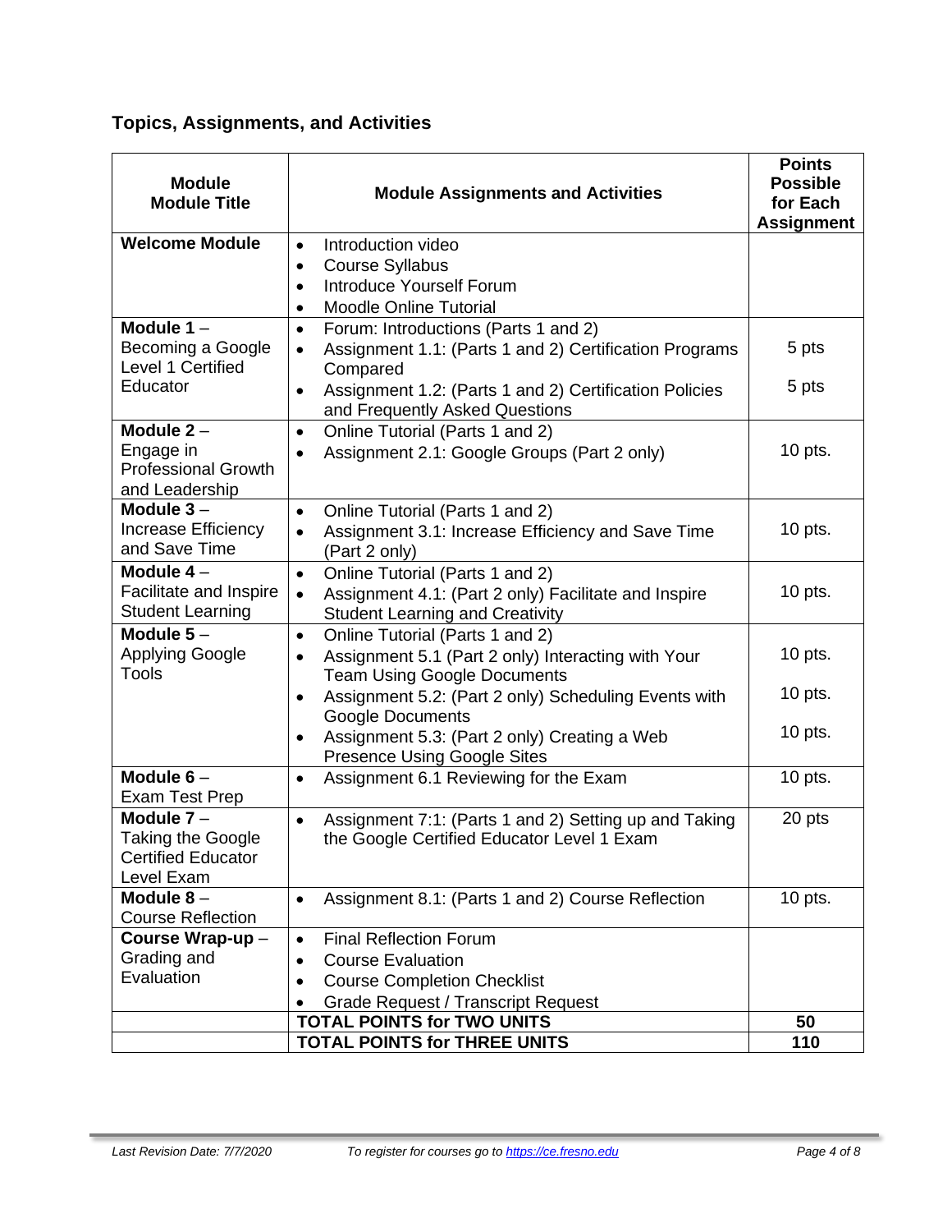## Topics, Assignments, and Activities

| Module<br>Module Title | Module Assignments and Activities | Points Possible for Each Assignment |
|---|---|---|
| **Welcome Module** | • Introduction video<br>• Course Syllabus<br>• Introduce Yourself Forum<br>• Moodle Online Tutorial | |
| **Module 1** – Becoming a Google Level 1 Certified Educator | • Forum: Introductions (Parts 1 and 2)<br>• Assignment 1.1: (Parts 1 and 2) Certification Programs Compared<br>• Assignment 1.2: (Parts 1 and 2) Certification Policies and Frequently Asked Questions | 5 pts<br>5 pts |
| **Module 2** – Engage in Professional Growth and Leadership | • Online Tutorial (Parts 1 and 2)<br>• Assignment 2.1: Google Groups (Part 2 only) | 10 pts. |
| **Module 3** – Increase Efficiency and Save Time | • Online Tutorial (Parts 1 and 2)<br>• Assignment 3.1: Increase Efficiency and Save Time (Part 2 only) | 10 pts. |
| **Module 4** – Facilitate and Inspire Student Learning | • Online Tutorial (Parts 1 and 2)<br>• Assignment 4.1: (Part 2 only) Facilitate and Inspire Student Learning and Creativity | 10 pts. |
| **Module 5** – Applying Google Tools | • Online Tutorial (Parts 1 and 2)<br>• Assignment 5.1 (Part 2 only) Interacting with Your Team Using Google Documents<br>• Assignment 5.2: (Part 2 only) Scheduling Events with Google Documents<br>• Assignment 5.3: (Part 2 only) Creating a Web Presence Using Google Sites | 10 pts.<br>10 pts.<br>10 pts. |
| **Module 6** – Exam Test Prep | • Assignment 6.1 Reviewing for the Exam | 10 pts. |
| **Module 7** – Taking the Google Certified Educator Level Exam | • Assignment 7:1: (Parts 1 and 2) Setting up and Taking the Google Certified Educator Level 1 Exam | 20 pts |
| **Module 8** – Course Reflection | • Assignment 8.1: (Parts 1 and 2) Course Reflection | 10 pts. |
| **Course Wrap-up** – Grading and Evaluation | • Final Reflection Forum<br>• Course Evaluation<br>• Course Completion Checklist<br>• Grade Request / Transcript Request | |
| | **TOTAL POINTS for TWO UNITS** | **50** |
| | **TOTAL POINTS for THREE UNITS** | **110** |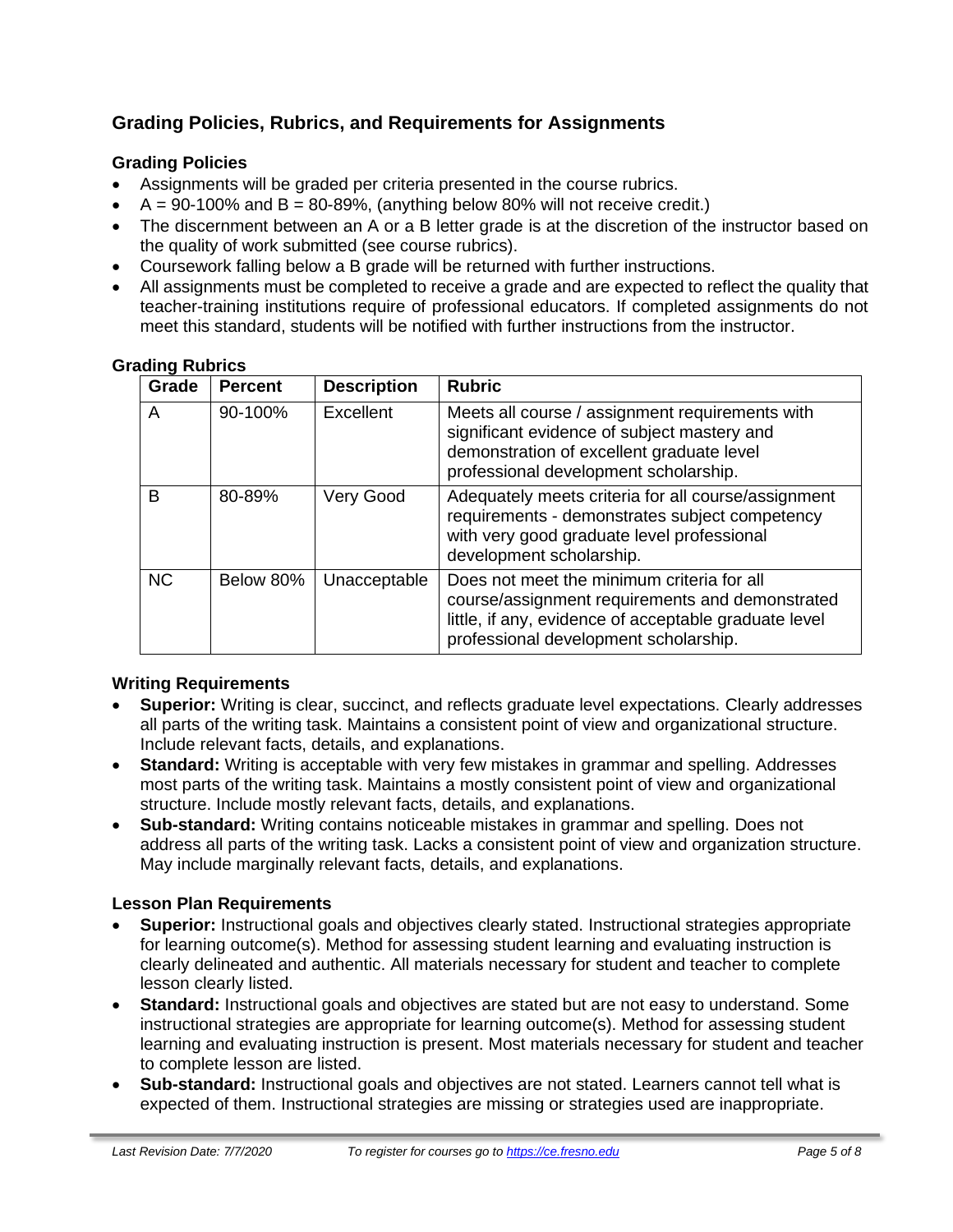## Grading Policies, Rubrics, and Requirements for Assignments

### Grading Policies

- Assignments will be graded per criteria presented in the course rubrics.
- A = 90-100% and B = 80-89%, (anything below 80% will not receive credit.)
- The discernment between an A or a B letter grade is at the discretion of the instructor based on the quality of work submitted (see course rubrics).
- Coursework falling below a B grade will be returned with further instructions.
- All assignments must be completed to receive a grade and are expected to reflect the quality that teacher-training institutions require of professional educators. If completed assignments do not meet this standard, students will be notified with further instructions from the instructor.

### Grading Rubrics

| Grade | Percent | Description | Rubric |
|---|---|---|---|
| A | 90-100% | Excellent | Meets all course / assignment requirements with significant evidence of subject mastery and demonstration of excellent graduate level professional development scholarship. |
| B | 80-89% | Very Good | Adequately meets criteria for all course/assignment requirements - demonstrates subject competency with very good graduate level professional development scholarship. |
| NC | Below 80% | Unacceptable | Does not meet the minimum criteria for all course/assignment requirements and demonstrated little, if any, evidence of acceptable graduate level professional development scholarship. |

### Writing Requirements

- **Superior:** Writing is clear, succinct, and reflects graduate level expectations. Clearly addresses all parts of the writing task. Maintains a consistent point of view and organizational structure. Include relevant facts, details, and explanations.
- **Standard:** Writing is acceptable with very few mistakes in grammar and spelling. Addresses most parts of the writing task. Maintains a mostly consistent point of view and organizational structure. Include mostly relevant facts, details, and explanations.
- **Sub-standard:** Writing contains noticeable mistakes in grammar and spelling. Does not address all parts of the writing task. Lacks a consistent point of view and organization structure. May include marginally relevant facts, details, and explanations.

### Lesson Plan Requirements

- **Superior:** Instructional goals and objectives clearly stated. Instructional strategies appropriate for learning outcome(s). Method for assessing student learning and evaluating instruction is clearly delineated and authentic. All materials necessary for student and teacher to complete lesson clearly listed.
- **Standard:** Instructional goals and objectives are stated but are not easy to understand. Some instructional strategies are appropriate for learning outcome(s). Method for assessing student learning and evaluating instruction is present. Most materials necessary for student and teacher to complete lesson are listed.
- **Sub-standard:** Instructional goals and objectives are not stated. Learners cannot tell what is expected of them. Instructional strategies are missing or strategies used are inappropriate.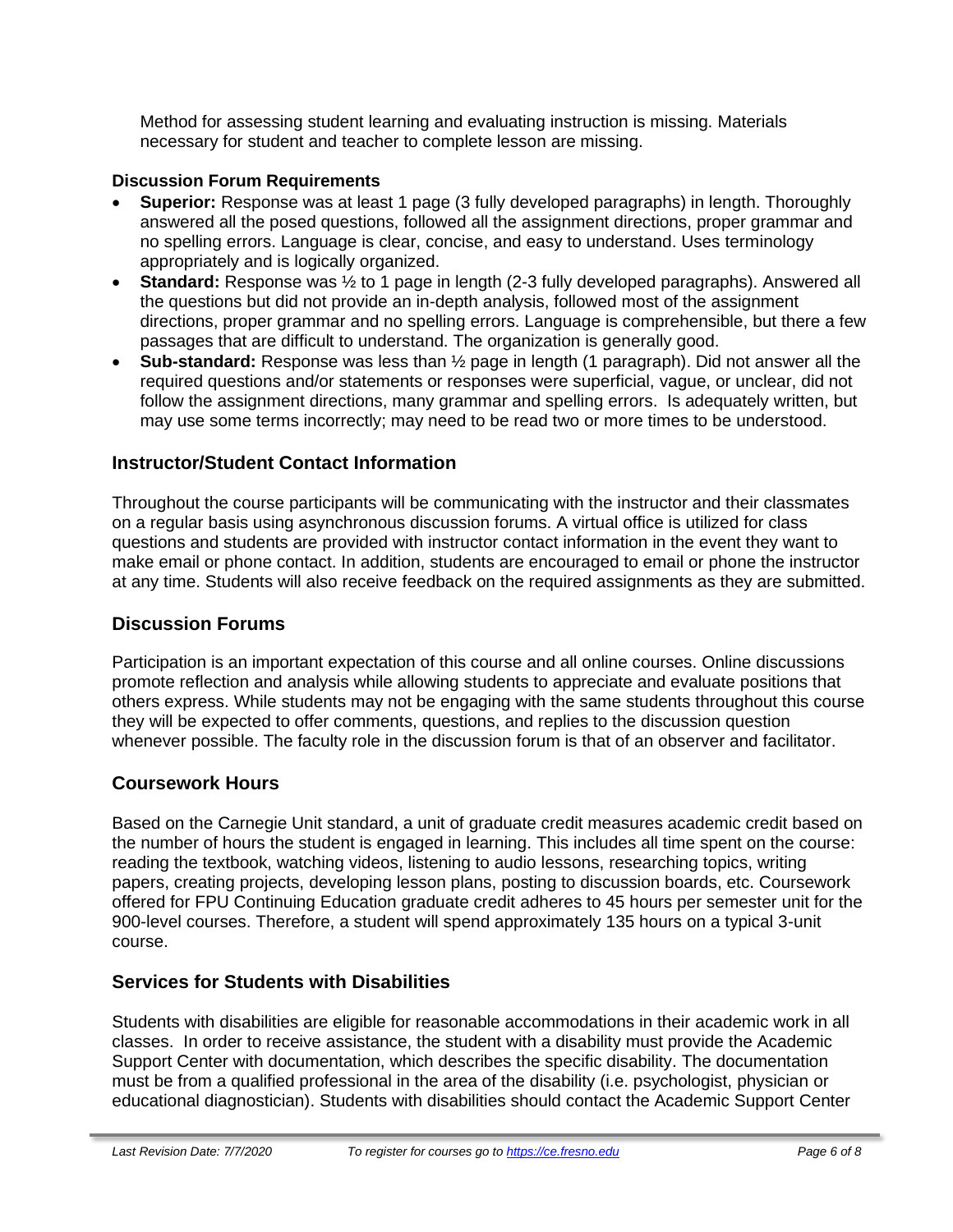Method for assessing student learning and evaluating instruction is missing. Materials necessary for student and teacher to complete lesson are missing.

**Discussion Forum Requirements**

- **Superior:** Response was at least 1 page (3 fully developed paragraphs) in length. Thoroughly answered all the posed questions, followed all the assignment directions, proper grammar and no spelling errors. Language is clear, concise, and easy to understand. Uses terminology appropriately and is logically organized.
- **Standard:** Response was ½ to 1 page in length (2-3 fully developed paragraphs). Answered all the questions but did not provide an in-depth analysis, followed most of the assignment directions, proper grammar and no spelling errors. Language is comprehensible, but there a few passages that are difficult to understand. The organization is generally good.
- **Sub-standard:** Response was less than ½ page in length (1 paragraph). Did not answer all the required questions and/or statements or responses were superficial, vague, or unclear, did not follow the assignment directions, many grammar and spelling errors. Is adequately written, but may use some terms incorrectly; may need to be read two or more times to be understood.

## Instructor/Student Contact Information

Throughout the course participants will be communicating with the instructor and their classmates on a regular basis using asynchronous discussion forums. A virtual office is utilized for class questions and students are provided with instructor contact information in the event they want to make email or phone contact. In addition, students are encouraged to email or phone the instructor at any time. Students will also receive feedback on the required assignments as they are submitted.

## Discussion Forums

Participation is an important expectation of this course and all online courses. Online discussions promote reflection and analysis while allowing students to appreciate and evaluate positions that others express. While students may not be engaging with the same students throughout this course they will be expected to offer comments, questions, and replies to the discussion question whenever possible. The faculty role in the discussion forum is that of an observer and facilitator.

## Coursework Hours

Based on the Carnegie Unit standard, a unit of graduate credit measures academic credit based on the number of hours the student is engaged in learning. This includes all time spent on the course: reading the textbook, watching videos, listening to audio lessons, researching topics, writing papers, creating projects, developing lesson plans, posting to discussion boards, etc. Coursework offered for FPU Continuing Education graduate credit adheres to 45 hours per semester unit for the 900-level courses. Therefore, a student will spend approximately 135 hours on a typical 3-unit course.

## Services for Students with Disabilities

Students with disabilities are eligible for reasonable accommodations in their academic work in all classes. In order to receive assistance, the student with a disability must provide the Academic Support Center with documentation, which describes the specific disability. The documentation must be from a qualified professional in the area of the disability (i.e. psychologist, physician or educational diagnostician). Students with disabilities should contact the Academic Support Center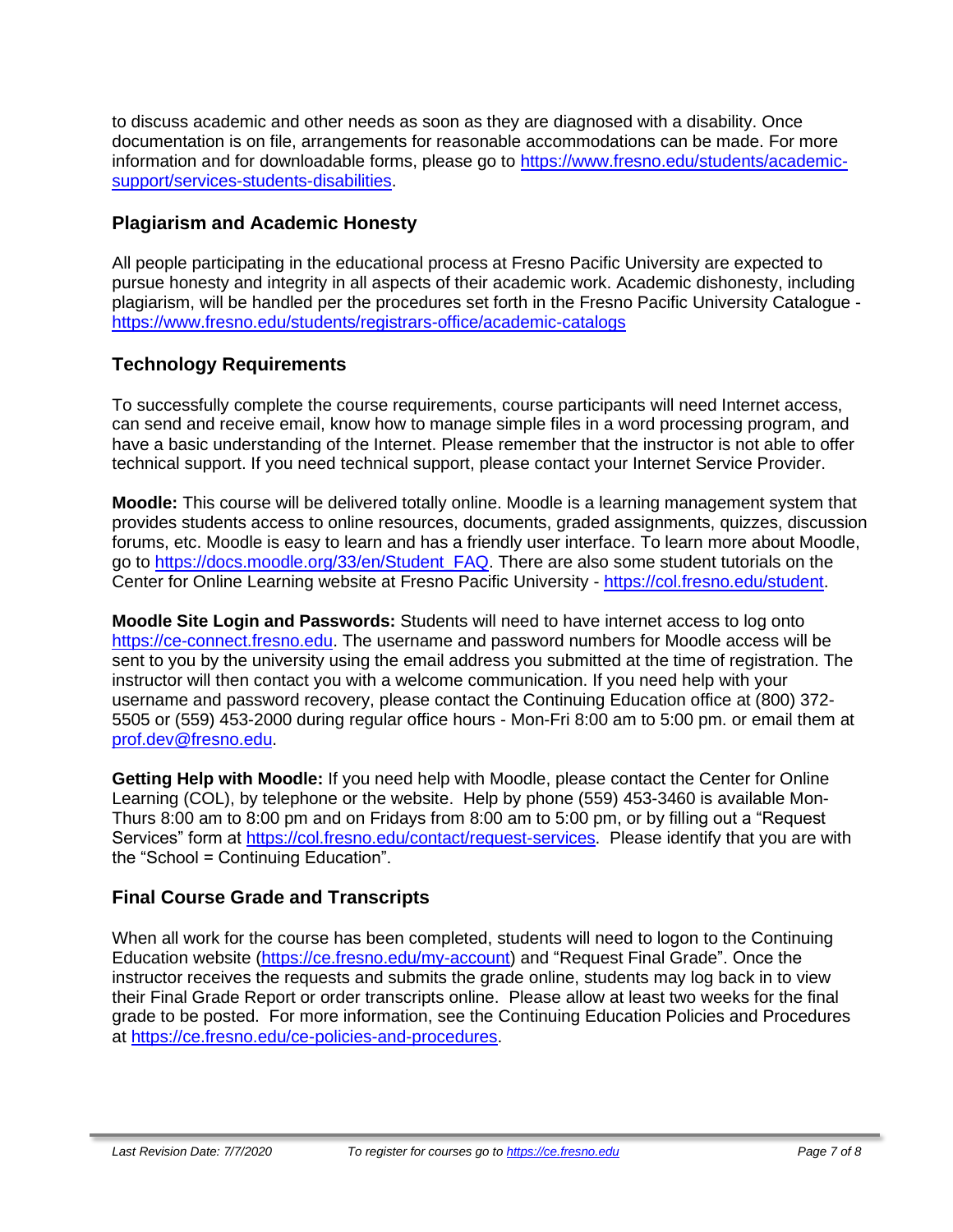to discuss academic and other needs as soon as they are diagnosed with a disability. Once documentation is on file, arrangements for reasonable accommodations can be made. For more information and for downloadable forms, please go to https://www.fresno.edu/students/academic-support/services-students-disabilities.

## Plagiarism and Academic Honesty

All people participating in the educational process at Fresno Pacific University are expected to pursue honesty and integrity in all aspects of their academic work. Academic dishonesty, including plagiarism, will be handled per the procedures set forth in the Fresno Pacific University Catalogue - https://www.fresno.edu/students/registrars-office/academic-catalogs

## Technology Requirements

To successfully complete the course requirements, course participants will need Internet access, can send and receive email, know how to manage simple files in a word processing program, and have a basic understanding of the Internet. Please remember that the instructor is not able to offer technical support. If you need technical support, please contact your Internet Service Provider.

**Moodle:** This course will be delivered totally online. Moodle is a learning management system that provides students access to online resources, documents, graded assignments, quizzes, discussion forums, etc. Moodle is easy to learn and has a friendly user interface. To learn more about Moodle, go to https://docs.moodle.org/33/en/Student_FAQ. There are also some student tutorials on the Center for Online Learning website at Fresno Pacific University - https://col.fresno.edu/student.

**Moodle Site Login and Passwords:** Students will need to have internet access to log onto https://ce-connect.fresno.edu. The username and password numbers for Moodle access will be sent to you by the university using the email address you submitted at the time of registration. The instructor will then contact you with a welcome communication. If you need help with your username and password recovery, please contact the Continuing Education office at (800) 372-5505 or (559) 453-2000 during regular office hours - Mon-Fri 8:00 am to 5:00 pm. or email them at prof.dev@fresno.edu.

**Getting Help with Moodle:** If you need help with Moodle, please contact the Center for Online Learning (COL), by telephone or the website. Help by phone (559) 453-3460 is available Mon-Thurs 8:00 am to 8:00 pm and on Fridays from 8:00 am to 5:00 pm, or by filling out a "Request Services" form at https://col.fresno.edu/contact/request-services. Please identify that you are with the "School = Continuing Education".

## Final Course Grade and Transcripts

When all work for the course has been completed, students will need to logon to the Continuing Education website (https://ce.fresno.edu/my-account) and "Request Final Grade". Once the instructor receives the requests and submits the grade online, students may log back in to view their Final Grade Report or order transcripts online. Please allow at least two weeks for the final grade to be posted. For more information, see the Continuing Education Policies and Procedures at https://ce.fresno.edu/ce-policies-and-procedures.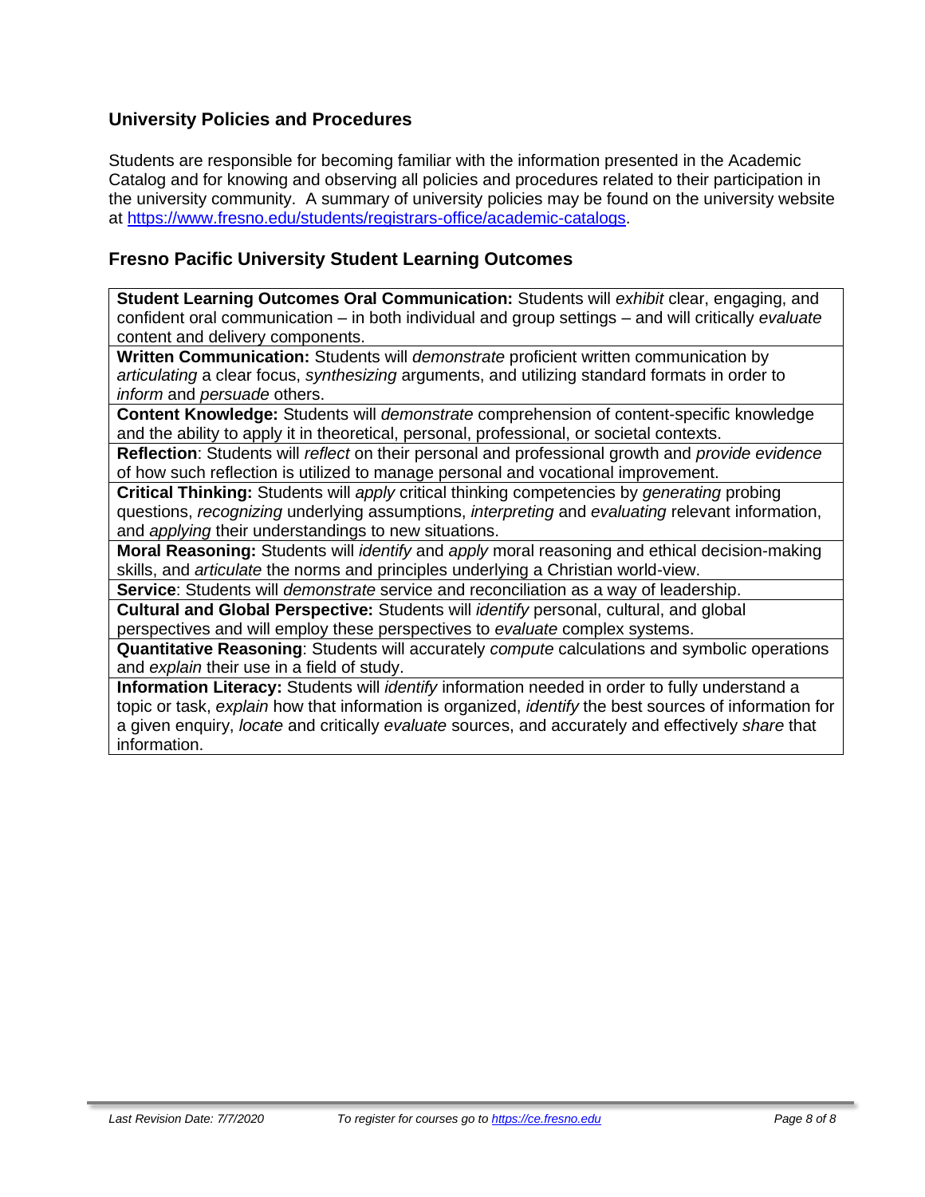## University Policies and Procedures

Students are responsible for becoming familiar with the information presented in the Academic Catalog and for knowing and observing all policies and procedures related to their participation in the university community. A summary of university policies may be found on the university website at [https://www.fresno.edu/students/registrars-office/academic-catalogs](https://www.fresno.edu/students/registrars-office/academic-catalogs).

## Fresno Pacific University Student Learning Outcomes

| |
|---|
| **Student Learning Outcomes Oral Communication:** Students will *exhibit* clear, engaging, and confident oral communication – in both individual and group settings – and will critically *evaluate* content and delivery components. |
| **Written Communication:** Students will *demonstrate* proficient written communication by *articulating* a clear focus, *synthesizing* arguments, and utilizing standard formats in order to *inform* and *persuade* others. |
| **Content Knowledge:** Students will *demonstrate* comprehension of content-specific knowledge and the ability to apply it in theoretical, personal, professional, or societal contexts. |
| **Reflection**: Students will *reflect* on their personal and professional growth and *provide evidence* of how such reflection is utilized to manage personal and vocational improvement. |
| **Critical Thinking:** Students will *apply* critical thinking competencies by *generating* probing questions, *recognizing* underlying assumptions, *interpreting* and *evaluating* relevant information, and *applying* their understandings to new situations. |
| **Moral Reasoning:** Students will *identify* and *apply* moral reasoning and ethical decision-making skills, and *articulate* the norms and principles underlying a Christian world-view. |
| **Service**: Students will *demonstrate* service and reconciliation as a way of leadership. |
| **Cultural and Global Perspective:** Students will *identify* personal, cultural, and global perspectives and will employ these perspectives to *evaluate* complex systems. |
| **Quantitative Reasoning**: Students will accurately *compute* calculations and symbolic operations and *explain* their use in a field of study. |
| **Information Literacy:** Students will *identify* information needed in order to fully understand a topic or task, *explain* how that information is organized, *identify* the best sources of information for a given enquiry, *locate* and critically *evaluate* sources, and accurately and effectively *share* that information. |